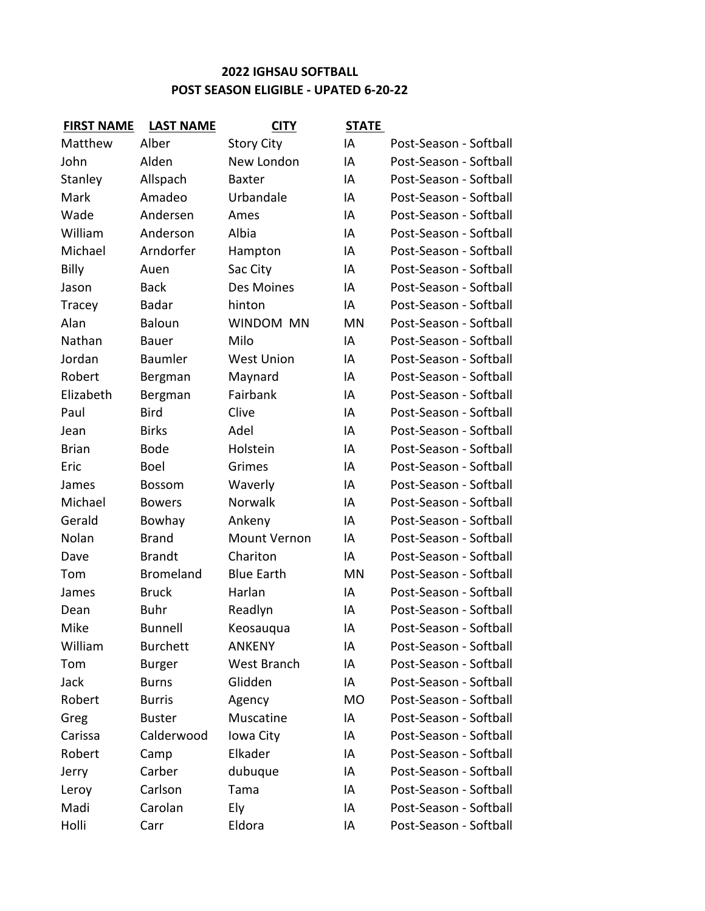**2022 IGHSAU SOFTBALL**

**POST SEASON ELIGIBLE - UPATED 6-20-22**

| FIRST NAME | LAST NAME | CITY | STATE | |
|---|---|---|---|---|
| Matthew | Alber | Story City | IA | Post-Season - Softball |
| John | Alden | New London | IA | Post-Season - Softball |
| Stanley | Allspach | Baxter | IA | Post-Season - Softball |
| Mark | Amadeo | Urbandale | IA | Post-Season - Softball |
| Wade | Andersen | Ames | IA | Post-Season - Softball |
| William | Anderson | Albia | IA | Post-Season - Softball |
| Michael | Arndorfer | Hampton | IA | Post-Season - Softball |
| Billy | Auen | Sac City | IA | Post-Season - Softball |
| Jason | Back | Des Moines | IA | Post-Season - Softball |
| Tracey | Badar | hinton | IA | Post-Season - Softball |
| Alan | Baloun | WINDOM MN | MN | Post-Season - Softball |
| Nathan | Bauer | Milo | IA | Post-Season - Softball |
| Jordan | Baumler | West Union | IA | Post-Season - Softball |
| Robert | Bergman | Maynard | IA | Post-Season - Softball |
| Elizabeth | Bergman | Fairbank | IA | Post-Season - Softball |
| Paul | Bird | Clive | IA | Post-Season - Softball |
| Jean | Birks | Adel | IA | Post-Season - Softball |
| Brian | Bode | Holstein | IA | Post-Season - Softball |
| Eric | Boel | Grimes | IA | Post-Season - Softball |
| James | Bossom | Waverly | IA | Post-Season - Softball |
| Michael | Bowers | Norwalk | IA | Post-Season - Softball |
| Gerald | Bowhay | Ankeny | IA | Post-Season - Softball |
| Nolan | Brand | Mount Vernon | IA | Post-Season - Softball |
| Dave | Brandt | Chariton | IA | Post-Season - Softball |
| Tom | Bromeland | Blue Earth | MN | Post-Season - Softball |
| James | Bruck | Harlan | IA | Post-Season - Softball |
| Dean | Buhr | Readlyn | IA | Post-Season - Softball |
| Mike | Bunnell | Keosauqua | IA | Post-Season - Softball |
| William | Burchett | ANKENY | IA | Post-Season - Softball |
| Tom | Burger | West Branch | IA | Post-Season - Softball |
| Jack | Burns | Glidden | IA | Post-Season - Softball |
| Robert | Burris | Agency | MO | Post-Season - Softball |
| Greg | Buster | Muscatine | IA | Post-Season - Softball |
| Carissa | Calderwood | Iowa City | IA | Post-Season - Softball |
| Robert | Camp | Elkader | IA | Post-Season - Softball |
| Jerry | Carber | dubuque | IA | Post-Season - Softball |
| Leroy | Carlson | Tama | IA | Post-Season - Softball |
| Madi | Carolan | Ely | IA | Post-Season - Softball |
| Holli | Carr | Eldora | IA | Post-Season - Softball |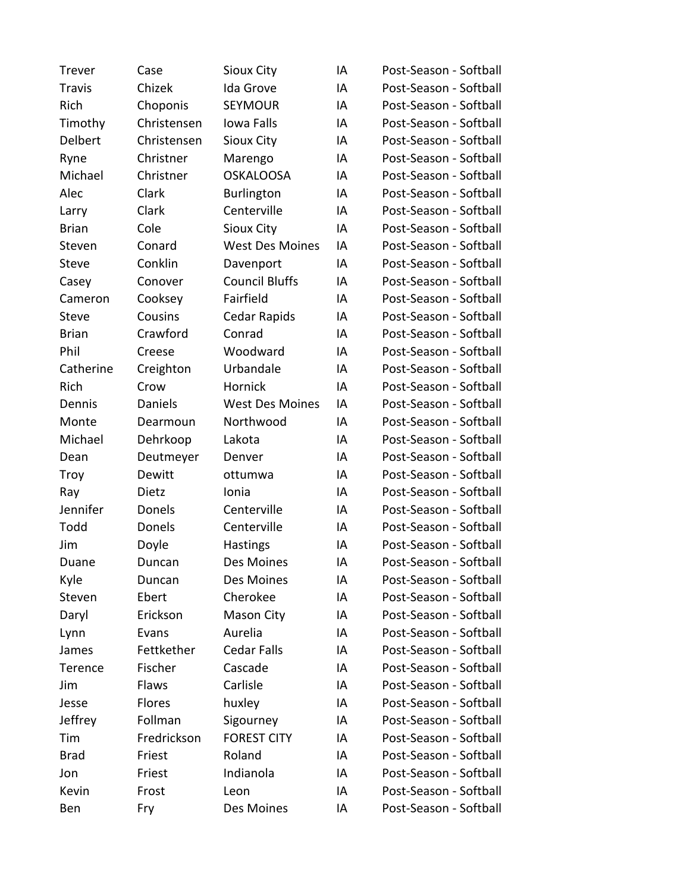| | | | | |
|---|---|---|---|---|
| Trever | Case | Sioux City | IA | Post-Season - Softball |
| Travis | Chizek | Ida Grove | IA | Post-Season - Softball |
| Rich | Choponis | SEYMOUR | IA | Post-Season - Softball |
| Timothy | Christensen | Iowa Falls | IA | Post-Season - Softball |
| Delbert | Christensen | Sioux City | IA | Post-Season - Softball |
| Ryne | Christner | Marengo | IA | Post-Season - Softball |
| Michael | Christner | OSKALOOSA | IA | Post-Season - Softball |
| Alec | Clark | Burlington | IA | Post-Season - Softball |
| Larry | Clark | Centerville | IA | Post-Season - Softball |
| Brian | Cole | Sioux City | IA | Post-Season - Softball |
| Steven | Conard | West Des Moines | IA | Post-Season - Softball |
| Steve | Conklin | Davenport | IA | Post-Season - Softball |
| Casey | Conover | Council Bluffs | IA | Post-Season - Softball |
| Cameron | Cooksey | Fairfield | IA | Post-Season - Softball |
| Steve | Cousins | Cedar Rapids | IA | Post-Season - Softball |
| Brian | Crawford | Conrad | IA | Post-Season - Softball |
| Phil | Creese | Woodward | IA | Post-Season - Softball |
| Catherine | Creighton | Urbandale | IA | Post-Season - Softball |
| Rich | Crow | Hornick | IA | Post-Season - Softball |
| Dennis | Daniels | West Des Moines | IA | Post-Season - Softball |
| Monte | Dearmoun | Northwood | IA | Post-Season - Softball |
| Michael | Dehrkoop | Lakota | IA | Post-Season - Softball |
| Dean | Deutmeyer | Denver | IA | Post-Season - Softball |
| Troy | Dewitt | ottumwa | IA | Post-Season - Softball |
| Ray | Dietz | Ionia | IA | Post-Season - Softball |
| Jennifer | Donels | Centerville | IA | Post-Season - Softball |
| Todd | Donels | Centerville | IA | Post-Season - Softball |
| Jim | Doyle | Hastings | IA | Post-Season - Softball |
| Duane | Duncan | Des Moines | IA | Post-Season - Softball |
| Kyle | Duncan | Des Moines | IA | Post-Season - Softball |
| Steven | Ebert | Cherokee | IA | Post-Season - Softball |
| Daryl | Erickson | Mason City | IA | Post-Season - Softball |
| Lynn | Evans | Aurelia | IA | Post-Season - Softball |
| James | Fettkether | Cedar Falls | IA | Post-Season - Softball |
| Terence | Fischer | Cascade | IA | Post-Season - Softball |
| Jim | Flaws | Carlisle | IA | Post-Season - Softball |
| Jesse | Flores | huxley | IA | Post-Season - Softball |
| Jeffrey | Follman | Sigourney | IA | Post-Season - Softball |
| Tim | Fredrickson | FOREST CITY | IA | Post-Season - Softball |
| Brad | Friest | Roland | IA | Post-Season - Softball |
| Jon | Friest | Indianola | IA | Post-Season - Softball |
| Kevin | Frost | Leon | IA | Post-Season - Softball |
| Ben | Fry | Des Moines | IA | Post-Season - Softball |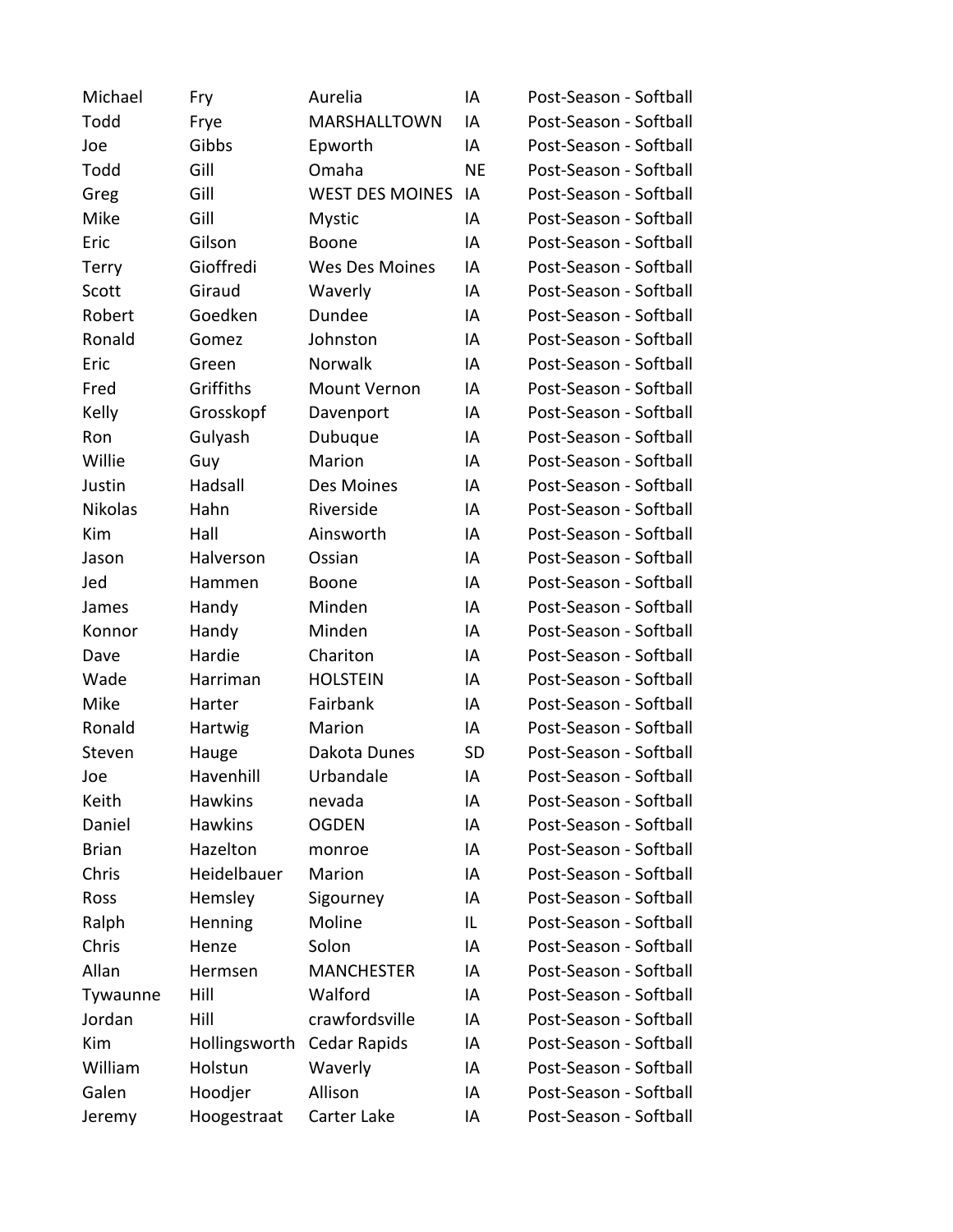| | | | | |
|---|---|---|---|---|
| Michael | Fry | Aurelia | IA | Post-Season - Softball |
| Todd | Frye | MARSHALLTOWN | IA | Post-Season - Softball |
| Joe | Gibbs | Epworth | IA | Post-Season - Softball |
| Todd | Gill | Omaha | NE | Post-Season - Softball |
| Greg | Gill | WEST DES MOINES | IA | Post-Season - Softball |
| Mike | Gill | Mystic | IA | Post-Season - Softball |
| Eric | Gilson | Boone | IA | Post-Season - Softball |
| Terry | Gioffredi | Wes Des Moines | IA | Post-Season - Softball |
| Scott | Giraud | Waverly | IA | Post-Season - Softball |
| Robert | Goedken | Dundee | IA | Post-Season - Softball |
| Ronald | Gomez | Johnston | IA | Post-Season - Softball |
| Eric | Green | Norwalk | IA | Post-Season - Softball |
| Fred | Griffiths | Mount Vernon | IA | Post-Season - Softball |
| Kelly | Grosskopf | Davenport | IA | Post-Season - Softball |
| Ron | Gulyash | Dubuque | IA | Post-Season - Softball |
| Willie | Guy | Marion | IA | Post-Season - Softball |
| Justin | Hadsall | Des Moines | IA | Post-Season - Softball |
| Nikolas | Hahn | Riverside | IA | Post-Season - Softball |
| Kim | Hall | Ainsworth | IA | Post-Season - Softball |
| Jason | Halverson | Ossian | IA | Post-Season - Softball |
| Jed | Hammen | Boone | IA | Post-Season - Softball |
| James | Handy | Minden | IA | Post-Season - Softball |
| Konnor | Handy | Minden | IA | Post-Season - Softball |
| Dave | Hardie | Chariton | IA | Post-Season - Softball |
| Wade | Harriman | HOLSTEIN | IA | Post-Season - Softball |
| Mike | Harter | Fairbank | IA | Post-Season - Softball |
| Ronald | Hartwig | Marion | IA | Post-Season - Softball |
| Steven | Hauge | Dakota Dunes | SD | Post-Season - Softball |
| Joe | Havenhill | Urbandale | IA | Post-Season - Softball |
| Keith | Hawkins | nevada | IA | Post-Season - Softball |
| Daniel | Hawkins | OGDEN | IA | Post-Season - Softball |
| Brian | Hazelton | monroe | IA | Post-Season - Softball |
| Chris | Heidelbauer | Marion | IA | Post-Season - Softball |
| Ross | Hemsley | Sigourney | IA | Post-Season - Softball |
| Ralph | Henning | Moline | IL | Post-Season - Softball |
| Chris | Henze | Solon | IA | Post-Season - Softball |
| Allan | Hermsen | MANCHESTER | IA | Post-Season - Softball |
| Tywaunne | Hill | Walford | IA | Post-Season - Softball |
| Jordan | Hill | crawfordsville | IA | Post-Season - Softball |
| Kim | Hollingsworth | Cedar Rapids | IA | Post-Season - Softball |
| William | Holstun | Waverly | IA | Post-Season - Softball |
| Galen | Hoodjer | Allison | IA | Post-Season - Softball |
| Jeremy | Hoogestraat | Carter Lake | IA | Post-Season - Softball |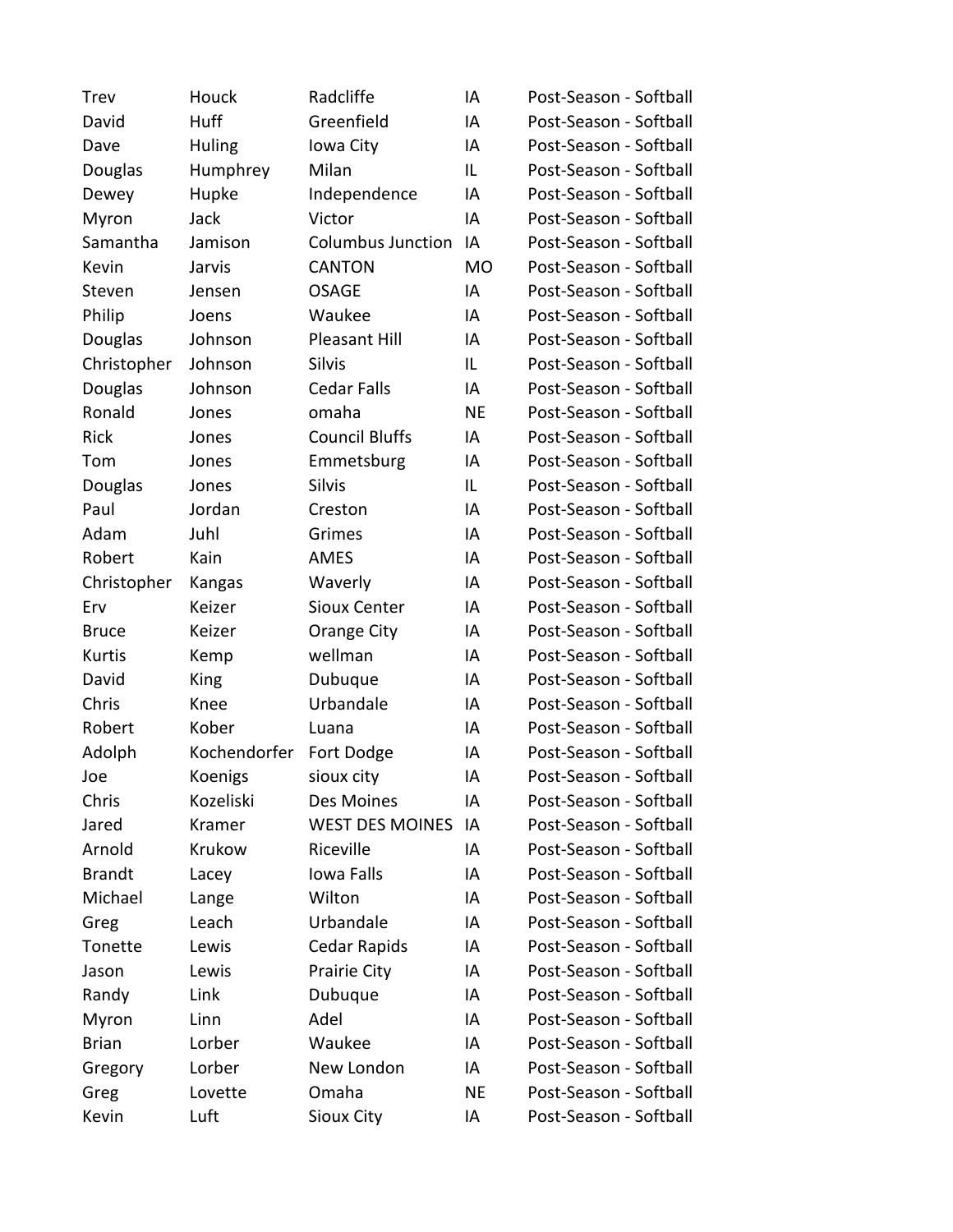| | | | | |
|---|---|---|---|---|
| Trev | Houck | Radcliffe | IA | Post-Season - Softball |
| David | Huff | Greenfield | IA | Post-Season - Softball |
| Dave | Huling | Iowa City | IA | Post-Season - Softball |
| Douglas | Humphrey | Milan | IL | Post-Season - Softball |
| Dewey | Hupke | Independence | IA | Post-Season - Softball |
| Myron | Jack | Victor | IA | Post-Season - Softball |
| Samantha | Jamison | Columbus Junction | IA | Post-Season - Softball |
| Kevin | Jarvis | CANTON | MO | Post-Season - Softball |
| Steven | Jensen | OSAGE | IA | Post-Season - Softball |
| Philip | Joens | Waukee | IA | Post-Season - Softball |
| Douglas | Johnson | Pleasant Hill | IA | Post-Season - Softball |
| Christopher | Johnson | Silvis | IL | Post-Season - Softball |
| Douglas | Johnson | Cedar Falls | IA | Post-Season - Softball |
| Ronald | Jones | omaha | NE | Post-Season - Softball |
| Rick | Jones | Council Bluffs | IA | Post-Season - Softball |
| Tom | Jones | Emmetsburg | IA | Post-Season - Softball |
| Douglas | Jones | Silvis | IL | Post-Season - Softball |
| Paul | Jordan | Creston | IA | Post-Season - Softball |
| Adam | Juhl | Grimes | IA | Post-Season - Softball |
| Robert | Kain | AMES | IA | Post-Season - Softball |
| Christopher | Kangas | Waverly | IA | Post-Season - Softball |
| Erv | Keizer | Sioux Center | IA | Post-Season - Softball |
| Bruce | Keizer | Orange City | IA | Post-Season - Softball |
| Kurtis | Kemp | wellman | IA | Post-Season - Softball |
| David | King | Dubuque | IA | Post-Season - Softball |
| Chris | Knee | Urbandale | IA | Post-Season - Softball |
| Robert | Kober | Luana | IA | Post-Season - Softball |
| Adolph | Kochendorfer | Fort Dodge | IA | Post-Season - Softball |
| Joe | Koenigs | sioux city | IA | Post-Season - Softball |
| Chris | Kozeliski | Des Moines | IA | Post-Season - Softball |
| Jared | Kramer | WEST DES MOINES | IA | Post-Season - Softball |
| Arnold | Krukow | Riceville | IA | Post-Season - Softball |
| Brandt | Lacey | Iowa Falls | IA | Post-Season - Softball |
| Michael | Lange | Wilton | IA | Post-Season - Softball |
| Greg | Leach | Urbandale | IA | Post-Season - Softball |
| Tonette | Lewis | Cedar Rapids | IA | Post-Season - Softball |
| Jason | Lewis | Prairie City | IA | Post-Season - Softball |
| Randy | Link | Dubuque | IA | Post-Season - Softball |
| Myron | Linn | Adel | IA | Post-Season - Softball |
| Brian | Lorber | Waukee | IA | Post-Season - Softball |
| Gregory | Lorber | New London | IA | Post-Season - Softball |
| Greg | Lovette | Omaha | NE | Post-Season - Softball |
| Kevin | Luft | Sioux City | IA | Post-Season - Softball |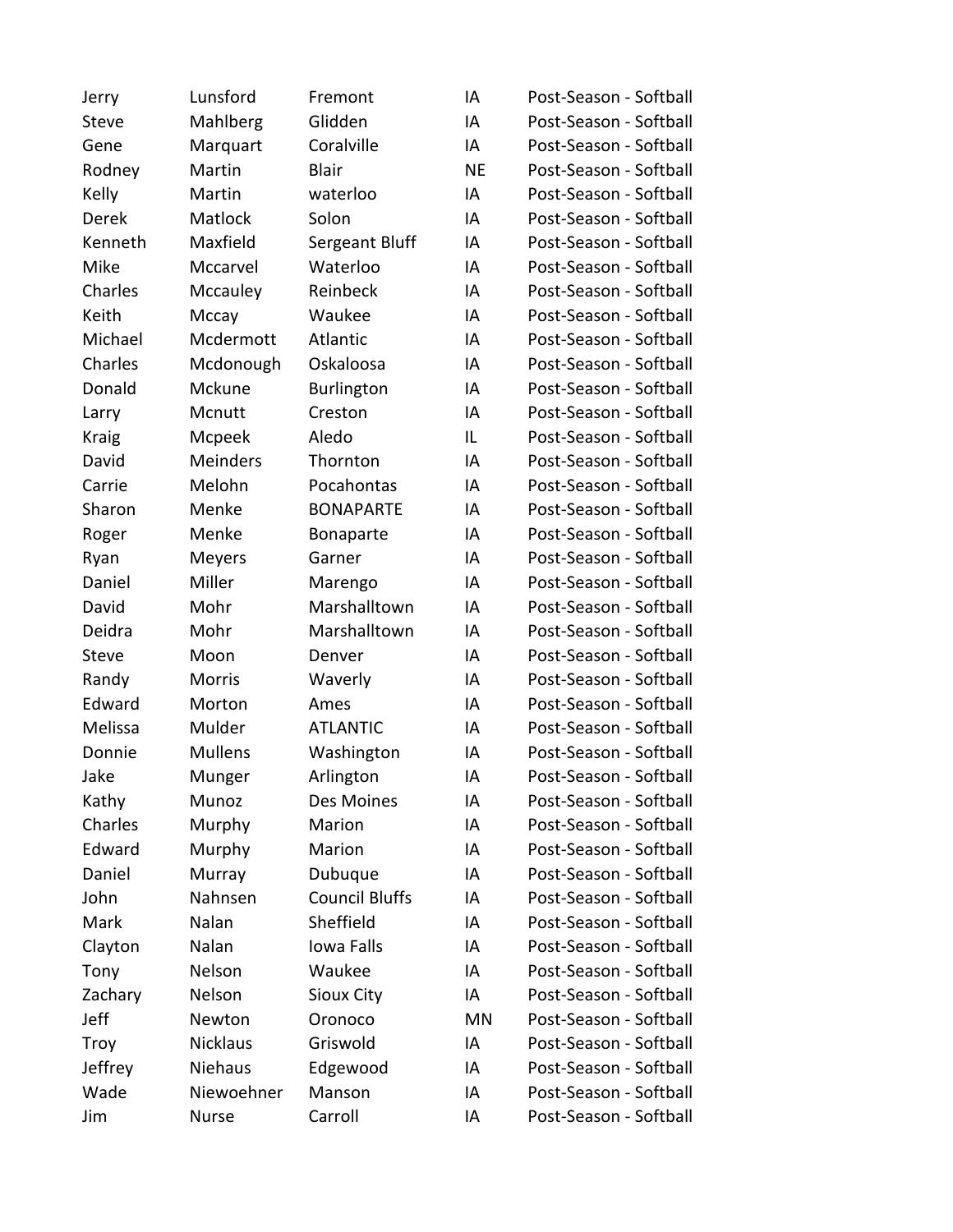| | | | | |
|---|---|---|---|---|
| Jerry | Lunsford | Fremont | IA | Post-Season - Softball |
| Steve | Mahlberg | Glidden | IA | Post-Season - Softball |
| Gene | Marquart | Coralville | IA | Post-Season - Softball |
| Rodney | Martin | Blair | NE | Post-Season - Softball |
| Kelly | Martin | waterloo | IA | Post-Season - Softball |
| Derek | Matlock | Solon | IA | Post-Season - Softball |
| Kenneth | Maxfield | Sergeant Bluff | IA | Post-Season - Softball |
| Mike | Mccarvel | Waterloo | IA | Post-Season - Softball |
| Charles | Mccauley | Reinbeck | IA | Post-Season - Softball |
| Keith | Mccay | Waukee | IA | Post-Season - Softball |
| Michael | Mcdermott | Atlantic | IA | Post-Season - Softball |
| Charles | Mcdonough | Oskaloosa | IA | Post-Season - Softball |
| Donald | Mckune | Burlington | IA | Post-Season - Softball |
| Larry | Mcnutt | Creston | IA | Post-Season - Softball |
| Kraig | Mcpeek | Aledo | IL | Post-Season - Softball |
| David | Meinders | Thornton | IA | Post-Season - Softball |
| Carrie | Melohn | Pocahontas | IA | Post-Season - Softball |
| Sharon | Menke | BONAPARTE | IA | Post-Season - Softball |
| Roger | Menke | Bonaparte | IA | Post-Season - Softball |
| Ryan | Meyers | Garner | IA | Post-Season - Softball |
| Daniel | Miller | Marengo | IA | Post-Season - Softball |
| David | Mohr | Marshalltown | IA | Post-Season - Softball |
| Deidra | Mohr | Marshalltown | IA | Post-Season - Softball |
| Steve | Moon | Denver | IA | Post-Season - Softball |
| Randy | Morris | Waverly | IA | Post-Season - Softball |
| Edward | Morton | Ames | IA | Post-Season - Softball |
| Melissa | Mulder | ATLANTIC | IA | Post-Season - Softball |
| Donnie | Mullens | Washington | IA | Post-Season - Softball |
| Jake | Munger | Arlington | IA | Post-Season - Softball |
| Kathy | Munoz | Des Moines | IA | Post-Season - Softball |
| Charles | Murphy | Marion | IA | Post-Season - Softball |
| Edward | Murphy | Marion | IA | Post-Season - Softball |
| Daniel | Murray | Dubuque | IA | Post-Season - Softball |
| John | Nahnsen | Council Bluffs | IA | Post-Season - Softball |
| Mark | Nalan | Sheffield | IA | Post-Season - Softball |
| Clayton | Nalan | Iowa Falls | IA | Post-Season - Softball |
| Tony | Nelson | Waukee | IA | Post-Season - Softball |
| Zachary | Nelson | Sioux City | IA | Post-Season - Softball |
| Jeff | Newton | Oronoco | MN | Post-Season - Softball |
| Troy | Nicklaus | Griswold | IA | Post-Season - Softball |
| Jeffrey | Niehaus | Edgewood | IA | Post-Season - Softball |
| Wade | Niewoehner | Manson | IA | Post-Season - Softball |
| Jim | Nurse | Carroll | IA | Post-Season - Softball |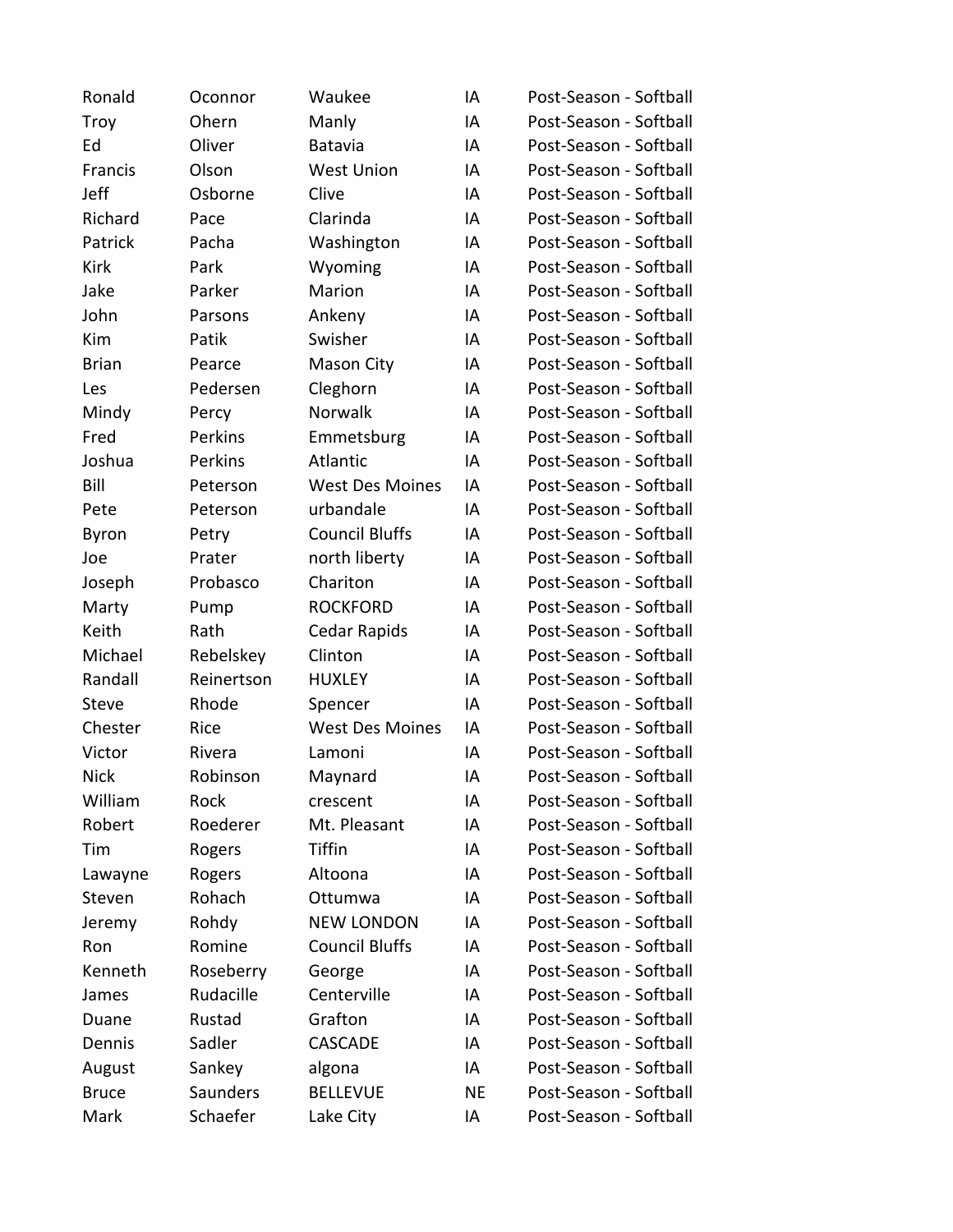| | | | | |
|---|---|---|---|---|
| Ronald | Oconnor | Waukee | IA | Post-Season - Softball |
| Troy | Ohern | Manly | IA | Post-Season - Softball |
| Ed | Oliver | Batavia | IA | Post-Season - Softball |
| Francis | Olson | West Union | IA | Post-Season - Softball |
| Jeff | Osborne | Clive | IA | Post-Season - Softball |
| Richard | Pace | Clarinda | IA | Post-Season - Softball |
| Patrick | Pacha | Washington | IA | Post-Season - Softball |
| Kirk | Park | Wyoming | IA | Post-Season - Softball |
| Jake | Parker | Marion | IA | Post-Season - Softball |
| John | Parsons | Ankeny | IA | Post-Season - Softball |
| Kim | Patik | Swisher | IA | Post-Season - Softball |
| Brian | Pearce | Mason City | IA | Post-Season - Softball |
| Les | Pedersen | Cleghorn | IA | Post-Season - Softball |
| Mindy | Percy | Norwalk | IA | Post-Season - Softball |
| Fred | Perkins | Emmetsburg | IA | Post-Season - Softball |
| Joshua | Perkins | Atlantic | IA | Post-Season - Softball |
| Bill | Peterson | West Des Moines | IA | Post-Season - Softball |
| Pete | Peterson | urbandale | IA | Post-Season - Softball |
| Byron | Petry | Council Bluffs | IA | Post-Season - Softball |
| Joe | Prater | north liberty | IA | Post-Season - Softball |
| Joseph | Probasco | Chariton | IA | Post-Season - Softball |
| Marty | Pump | ROCKFORD | IA | Post-Season - Softball |
| Keith | Rath | Cedar Rapids | IA | Post-Season - Softball |
| Michael | Rebelskey | Clinton | IA | Post-Season - Softball |
| Randall | Reinertson | HUXLEY | IA | Post-Season - Softball |
| Steve | Rhode | Spencer | IA | Post-Season - Softball |
| Chester | Rice | West Des Moines | IA | Post-Season - Softball |
| Victor | Rivera | Lamoni | IA | Post-Season - Softball |
| Nick | Robinson | Maynard | IA | Post-Season - Softball |
| William | Rock | crescent | IA | Post-Season - Softball |
| Robert | Roederer | Mt. Pleasant | IA | Post-Season - Softball |
| Tim | Rogers | Tiffin | IA | Post-Season - Softball |
| Lawayne | Rogers | Altoona | IA | Post-Season - Softball |
| Steven | Rohach | Ottumwa | IA | Post-Season - Softball |
| Jeremy | Rohdy | NEW LONDON | IA | Post-Season - Softball |
| Ron | Romine | Council Bluffs | IA | Post-Season - Softball |
| Kenneth | Roseberry | George | IA | Post-Season - Softball |
| James | Rudacille | Centerville | IA | Post-Season - Softball |
| Duane | Rustad | Grafton | IA | Post-Season - Softball |
| Dennis | Sadler | CASCADE | IA | Post-Season - Softball |
| August | Sankey | algona | IA | Post-Season - Softball |
| Bruce | Saunders | BELLEVUE | NE | Post-Season - Softball |
| Mark | Schaefer | Lake City | IA | Post-Season - Softball |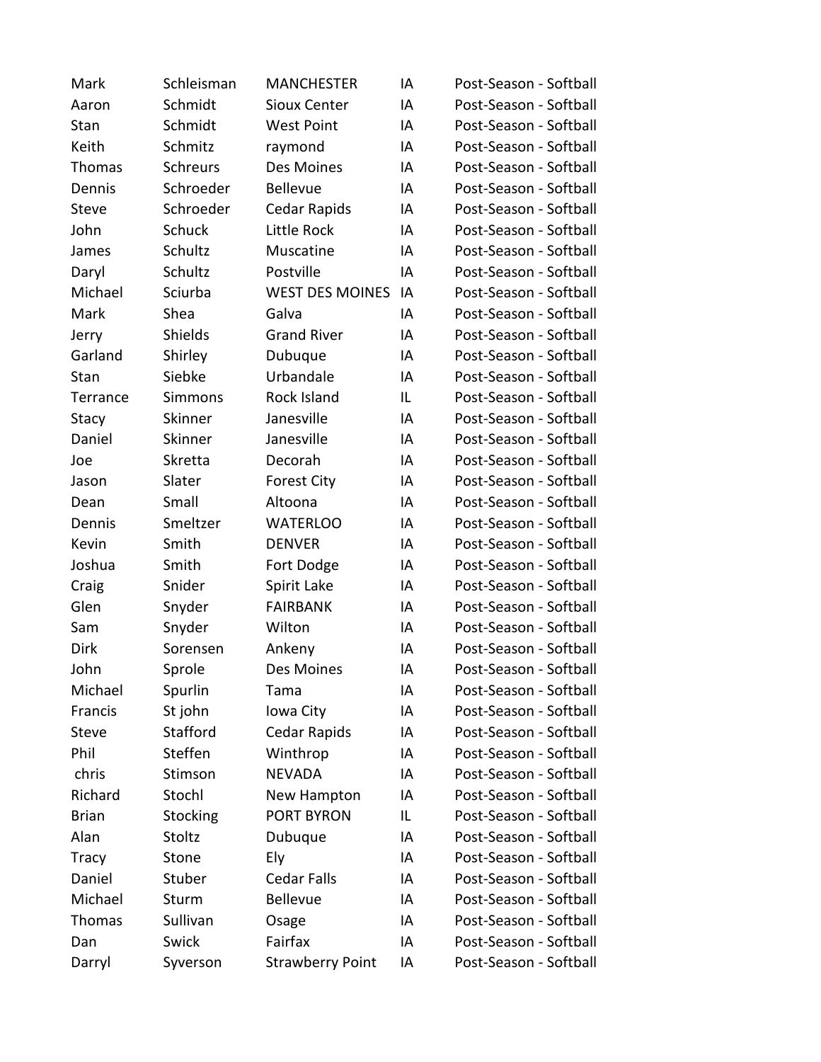| | | | | |
|---|---|---|---|---|
| Mark | Schleisman | MANCHESTER | IA | Post-Season - Softball |
| Aaron | Schmidt | Sioux Center | IA | Post-Season - Softball |
| Stan | Schmidt | West Point | IA | Post-Season - Softball |
| Keith | Schmitz | raymond | IA | Post-Season - Softball |
| Thomas | Schreurs | Des Moines | IA | Post-Season - Softball |
| Dennis | Schroeder | Bellevue | IA | Post-Season - Softball |
| Steve | Schroeder | Cedar Rapids | IA | Post-Season - Softball |
| John | Schuck | Little Rock | IA | Post-Season - Softball |
| James | Schultz | Muscatine | IA | Post-Season - Softball |
| Daryl | Schultz | Postville | IA | Post-Season - Softball |
| Michael | Sciurba | WEST DES MOINES | IA | Post-Season - Softball |
| Mark | Shea | Galva | IA | Post-Season - Softball |
| Jerry | Shields | Grand River | IA | Post-Season - Softball |
| Garland | Shirley | Dubuque | IA | Post-Season - Softball |
| Stan | Siebke | Urbandale | IA | Post-Season - Softball |
| Terrance | Simmons | Rock Island | IL | Post-Season - Softball |
| Stacy | Skinner | Janesville | IA | Post-Season - Softball |
| Daniel | Skinner | Janesville | IA | Post-Season - Softball |
| Joe | Skretta | Decorah | IA | Post-Season - Softball |
| Jason | Slater | Forest City | IA | Post-Season - Softball |
| Dean | Small | Altoona | IA | Post-Season - Softball |
| Dennis | Smeltzer | WATERLOO | IA | Post-Season - Softball |
| Kevin | Smith | DENVER | IA | Post-Season - Softball |
| Joshua | Smith | Fort Dodge | IA | Post-Season - Softball |
| Craig | Snider | Spirit Lake | IA | Post-Season - Softball |
| Glen | Snyder | FAIRBANK | IA | Post-Season - Softball |
| Sam | Snyder | Wilton | IA | Post-Season - Softball |
| Dirk | Sorensen | Ankeny | IA | Post-Season - Softball |
| John | Sprole | Des Moines | IA | Post-Season - Softball |
| Michael | Spurlin | Tama | IA | Post-Season - Softball |
| Francis | St john | Iowa City | IA | Post-Season - Softball |
| Steve | Stafford | Cedar Rapids | IA | Post-Season - Softball |
| Phil | Steffen | Winthrop | IA | Post-Season - Softball |
| chris | Stimson | NEVADA | IA | Post-Season - Softball |
| Richard | Stochl | New Hampton | IA | Post-Season - Softball |
| Brian | Stocking | PORT BYRON | IL | Post-Season - Softball |
| Alan | Stoltz | Dubuque | IA | Post-Season - Softball |
| Tracy | Stone | Ely | IA | Post-Season - Softball |
| Daniel | Stuber | Cedar Falls | IA | Post-Season - Softball |
| Michael | Sturm | Bellevue | IA | Post-Season - Softball |
| Thomas | Sullivan | Osage | IA | Post-Season - Softball |
| Dan | Swick | Fairfax | IA | Post-Season - Softball |
| Darryl | Syverson | Strawberry Point | IA | Post-Season - Softball |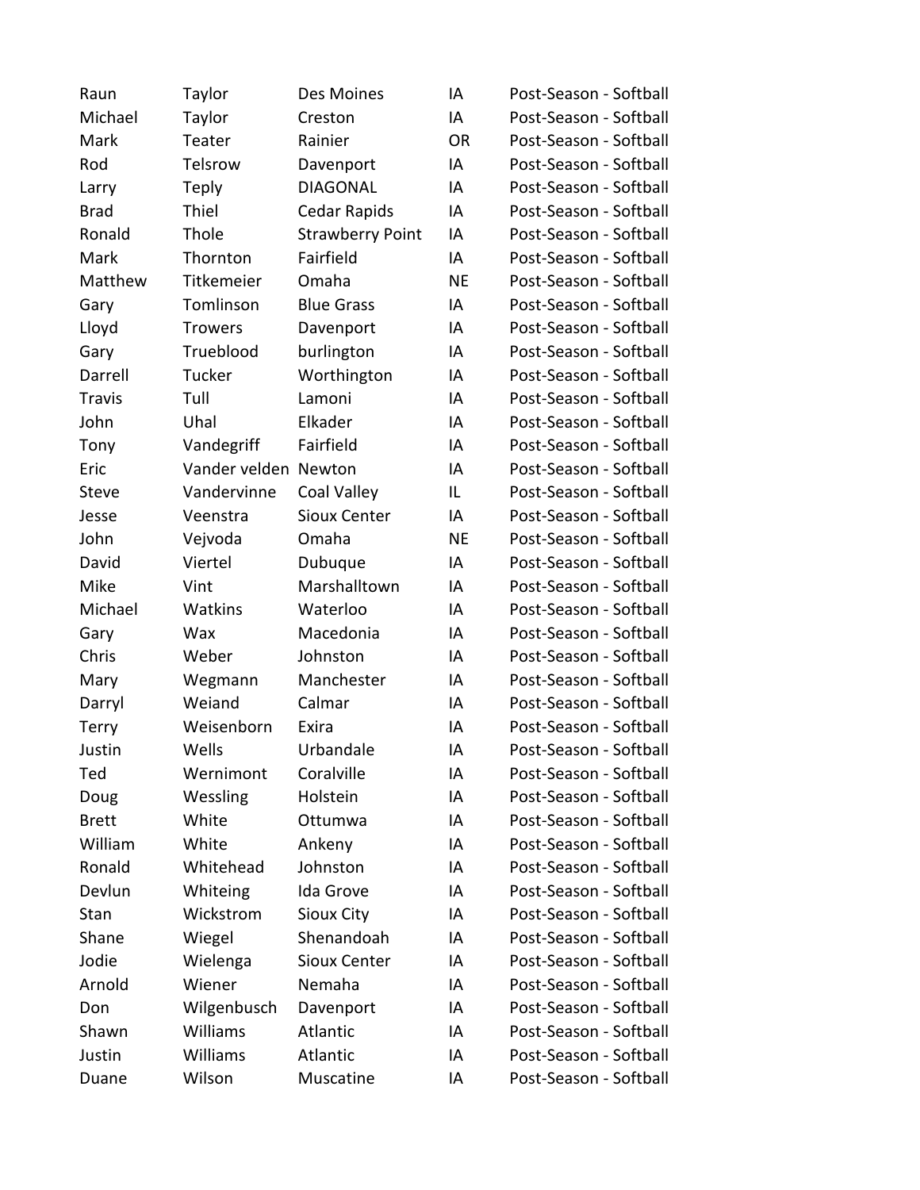| | | | | |
|---|---|---|---|---|
| Raun | Taylor | Des Moines | IA | Post-Season - Softball |
| Michael | Taylor | Creston | IA | Post-Season - Softball |
| Mark | Teater | Rainier | OR | Post-Season - Softball |
| Rod | Telsrow | Davenport | IA | Post-Season - Softball |
| Larry | Teply | DIAGONAL | IA | Post-Season - Softball |
| Brad | Thiel | Cedar Rapids | IA | Post-Season - Softball |
| Ronald | Thole | Strawberry Point | IA | Post-Season - Softball |
| Mark | Thornton | Fairfield | IA | Post-Season - Softball |
| Matthew | Titkemeier | Omaha | NE | Post-Season - Softball |
| Gary | Tomlinson | Blue Grass | IA | Post-Season - Softball |
| Lloyd | Trowers | Davenport | IA | Post-Season - Softball |
| Gary | Trueblood | burlington | IA | Post-Season - Softball |
| Darrell | Tucker | Worthington | IA | Post-Season - Softball |
| Travis | Tull | Lamoni | IA | Post-Season - Softball |
| John | Uhal | Elkader | IA | Post-Season - Softball |
| Tony | Vandegriff | Fairfield | IA | Post-Season - Softball |
| Eric | Vander velden | Newton | IA | Post-Season - Softball |
| Steve | Vandervinne | Coal Valley | IL | Post-Season - Softball |
| Jesse | Veenstra | Sioux Center | IA | Post-Season - Softball |
| John | Vejvoda | Omaha | NE | Post-Season - Softball |
| David | Viertel | Dubuque | IA | Post-Season - Softball |
| Mike | Vint | Marshalltown | IA | Post-Season - Softball |
| Michael | Watkins | Waterloo | IA | Post-Season - Softball |
| Gary | Wax | Macedonia | IA | Post-Season - Softball |
| Chris | Weber | Johnston | IA | Post-Season - Softball |
| Mary | Wegmann | Manchester | IA | Post-Season - Softball |
| Darryl | Weiand | Calmar | IA | Post-Season - Softball |
| Terry | Weisenborn | Exira | IA | Post-Season - Softball |
| Justin | Wells | Urbandale | IA | Post-Season - Softball |
| Ted | Wernimont | Coralville | IA | Post-Season - Softball |
| Doug | Wessling | Holstein | IA | Post-Season - Softball |
| Brett | White | Ottumwa | IA | Post-Season - Softball |
| William | White | Ankeny | IA | Post-Season - Softball |
| Ronald | Whitehead | Johnston | IA | Post-Season - Softball |
| Devlun | Whiteing | Ida Grove | IA | Post-Season - Softball |
| Stan | Wickstrom | Sioux City | IA | Post-Season - Softball |
| Shane | Wiegel | Shenandoah | IA | Post-Season - Softball |
| Jodie | Wielenga | Sioux Center | IA | Post-Season - Softball |
| Arnold | Wiener | Nemaha | IA | Post-Season - Softball |
| Don | Wilgenbusch | Davenport | IA | Post-Season - Softball |
| Shawn | Williams | Atlantic | IA | Post-Season - Softball |
| Justin | Williams | Atlantic | IA | Post-Season - Softball |
| Duane | Wilson | Muscatine | IA | Post-Season - Softball |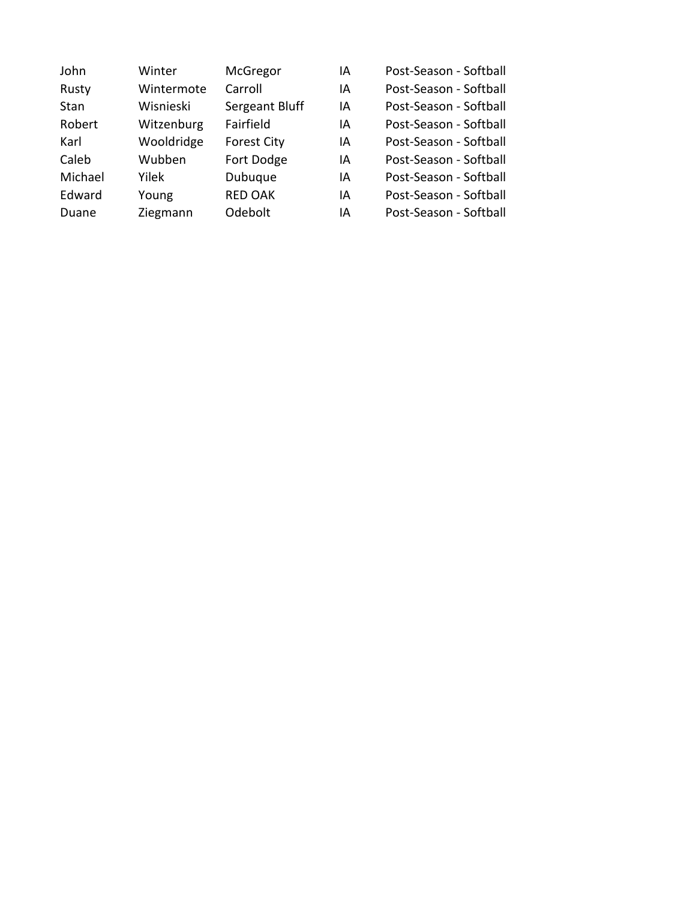| | | | | |
|---|---|---|---|---|
| John | Winter | McGregor | IA | Post-Season - Softball |
| Rusty | Wintermote | Carroll | IA | Post-Season - Softball |
| Stan | Wisnieski | Sergeant Bluff | IA | Post-Season - Softball |
| Robert | Witzenburg | Fairfield | IA | Post-Season - Softball |
| Karl | Wooldridge | Forest City | IA | Post-Season - Softball |
| Caleb | Wubben | Fort Dodge | IA | Post-Season - Softball |
| Michael | Yilek | Dubuque | IA | Post-Season - Softball |
| Edward | Young | RED OAK | IA | Post-Season - Softball |
| Duane | Ziegmann | Odebolt | IA | Post-Season - Softball |